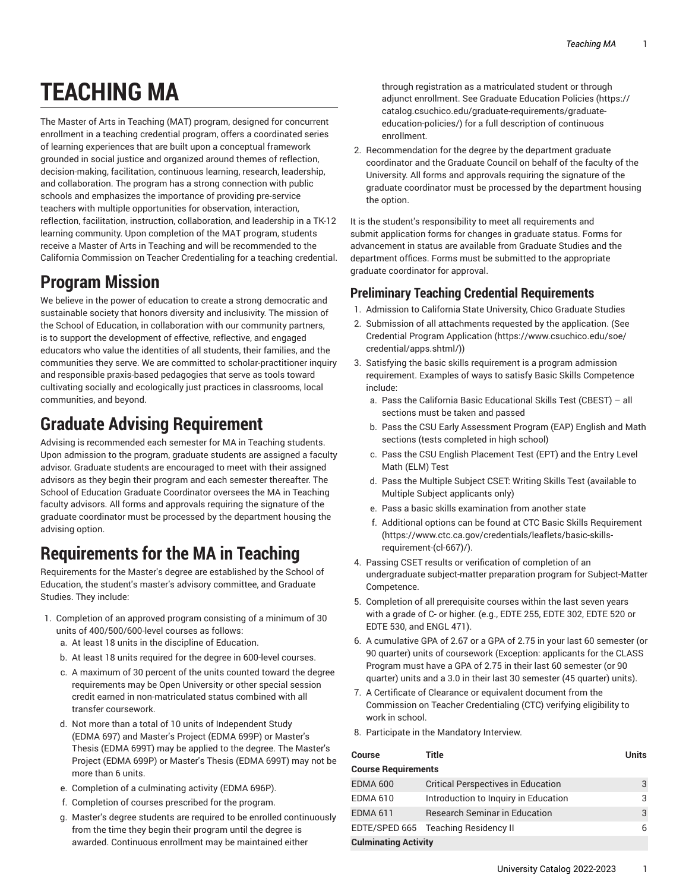# TEACHING MA

The Master of Arts in Teaching (MAT) program, designed for concurrent enrollment in a teaching credential program, offers a coordinated series of learning experiences that are built upon a conceptual framework grounded in social justice and organized around themes of reflection, decision-making, facilitation, continuous learning, research, leadership, and collaboration. The program has a strong connection with public schools and emphasizes the importance of providing pre-service teachers with multiple opportunities for observation, interaction, reflection, facilitation, instruction, collaboration, and leadership in a TK-12 learning community. Upon completion of the MAT program, students receive a Master of Arts in Teaching and will be recommended to the California Commission on Teacher Credentialing for a teaching credential.

## Program Mission

We believe in the power of education to create a strong democratic and sustainable society that honors diversity and inclusivity. The mission of the School of Education, in collaboration with our community partners, is to support the development of effective, reflective, and engaged educators who value the identities of all students, their families, and the communities they serve. We are committed to scholar-practitioner inquiry and responsible praxis-based pedagogies that serve as tools toward cultivating socially and ecologically just practices in classrooms, local communities, and beyond.

## Graduate Advising Requirement

Advising is recommended each semester for MA in Teaching students. Upon admission to the program, graduate students are assigned a faculty advisor. Graduate students are encouraged to meet with their assigned advisors as they begin their program and each semester thereafter. The School of Education Graduate Coordinator oversees the MA in Teaching faculty advisors. All forms and approvals requiring the signature of the graduate coordinator must be processed by the department housing the advising option.

## Requirements for the MA in Teaching

Requirements for the Master's degree are established by the School of Education, the student's master's advisory committee, and Graduate Studies. They include:

1. Completion of an approved program consisting of a minimum of 30 units of 400/500/600-level courses as follows:
   a. At least 18 units in the discipline of Education.
   b. At least 18 units required for the degree in 600-level courses.
   c. A maximum of 30 percent of the units counted toward the degree requirements may be Open University or other special session credit earned in non-matriculated status combined with all transfer coursework.
   d. Not more than a total of 10 units of Independent Study (EDMA 697) and Master's Project (EDMA 699P) or Master's Thesis (EDMA 699T) may be applied to the degree. The Master's Project (EDMA 699P) or Master's Thesis (EDMA 699T) may not be more than 6 units.
   e. Completion of a culminating activity (EDMA 696P).
   f. Completion of courses prescribed for the program.
   g. Master's degree students are required to be enrolled continuously from the time they begin their program until the degree is awarded. Continuous enrollment may be maintained either through registration as a matriculated student or through adjunct enrollment. See Graduate Education Policies (https://catalog.csuchico.edu/graduate-requirements/graduate-education-policies/) for a full description of continuous enrollment.
2. Recommendation for the degree by the department graduate coordinator and the Graduate Council on behalf of the faculty of the University. All forms and approvals requiring the signature of the graduate coordinator must be processed by the department housing the option.

It is the student's responsibility to meet all requirements and submit application forms for changes in graduate status. Forms for advancement in status are available from Graduate Studies and the department offices. Forms must be submitted to the appropriate graduate coordinator for approval.

### Preliminary Teaching Credential Requirements

1. Admission to California State University, Chico Graduate Studies
2. Submission of all attachments requested by the application. (See Credential Program Application (https://www.csuchico.edu/soe/credential/apps.shtml/))
3. Satisfying the basic skills requirement is a program admission requirement. Examples of ways to satisfy Basic Skills Competence include:
   a. Pass the California Basic Educational Skills Test (CBEST) – all sections must be taken and passed
   b. Pass the CSU Early Assessment Program (EAP) English and Math sections (tests completed in high school)
   c. Pass the CSU English Placement Test (EPT) and the Entry Level Math (ELM) Test
   d. Pass the Multiple Subject CSET: Writing Skills Test (available to Multiple Subject applicants only)
   e. Pass a basic skills examination from another state
   f. Additional options can be found at CTC Basic Skills Requirement (https://www.ctc.ca.gov/credentials/leaflets/basic-skills-requirement-(cl-667)/).
4. Passing CSET results or verification of completion of an undergraduate subject-matter preparation program for Subject-Matter Competence.
5. Completion of all prerequisite courses within the last seven years with a grade of C- or higher. (e.g., EDTE 255, EDTE 302, EDTE 520 or EDTE 530, and ENGL 471).
6. A cumulative GPA of 2.67 or a GPA of 2.75 in your last 60 semester (or 90 quarter) units of coursework (Exception: applicants for the CLASS Program must have a GPA of 2.75 in their last 60 semester (or 90 quarter) units and a 3.0 in their last 30 semester (45 quarter) units).
7. A Certificate of Clearance or equivalent document from the Commission on Teacher Credentialing (CTC) verifying eligibility to work in school.
8. Participate in the Mandatory Interview.

| Course | Title | Units |
|---|---|---|
| **Course Requirements** | | |
| EDMA 600 | Critical Perspectives in Education | 3 |
| EDMA 610 | Introduction to Inquiry in Education | 3 |
| EDMA 611 | Research Seminar in Education | 3 |
| EDTE/SPED 665 | Teaching Residency II | 6 |
| **Culminating Activity** | | |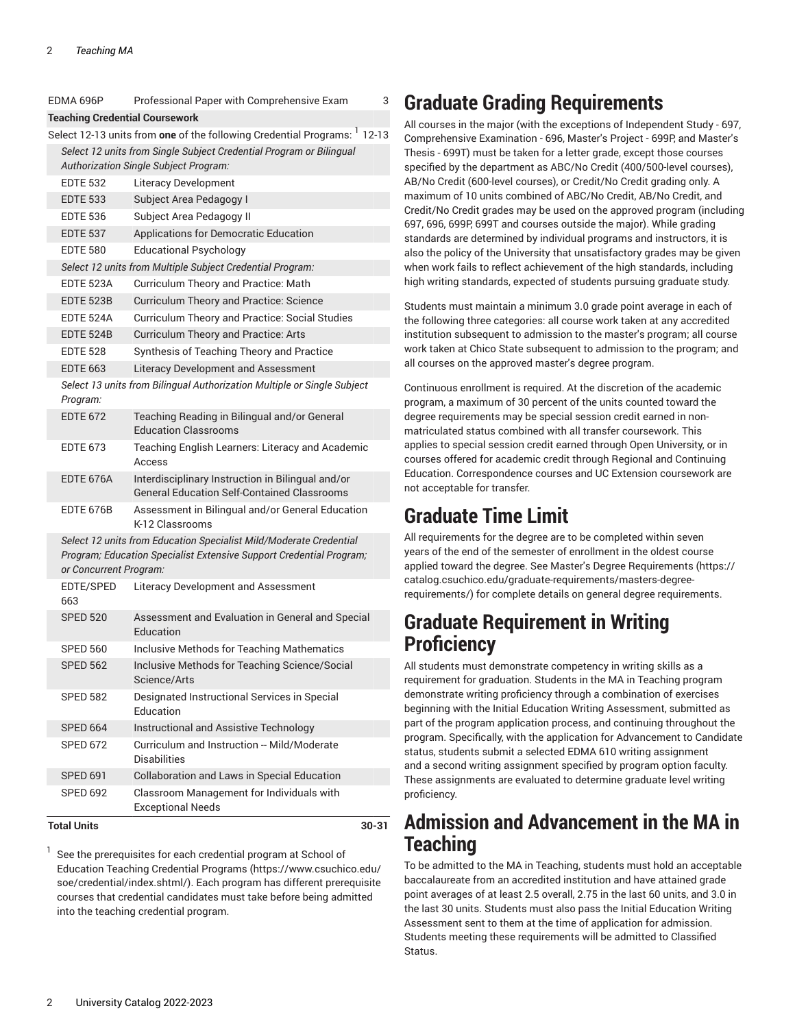| Course | Title | Units |
| --- | --- | --- |
| EDMA 696P | Professional Paper with Comprehensive Exam | 3 |
| **Teaching Credential Coursework** | | |
| Select 12-13 units from **one** of the following Credential Programs: [1] | | 12-13 |
| *Select 12 units from Single Subject Credential Program or Bilingual Authorization Single Subject Program:* | | |
| EDTE 532 | Literacy Development | |
| EDTE 533 | Subject Area Pedagogy I | |
| EDTE 536 | Subject Area Pedagogy II | |
| EDTE 537 | Applications for Democratic Education | |
| EDTE 580 | Educational Psychology | |
| *Select 12 units from Multiple Subject Credential Program:* | | |
| EDTE 523A | Curriculum Theory and Practice: Math | |
| EDTE 523B | Curriculum Theory and Practice: Science | |
| EDTE 524A | Curriculum Theory and Practice: Social Studies | |
| EDTE 524B | Curriculum Theory and Practice: Arts | |
| EDTE 528 | Synthesis of Teaching Theory and Practice | |
| EDTE 663 | Literacy Development and Assessment | |
| *Select 13 units from Bilingual Authorization Multiple or Single Subject Program:* | | |
| EDTE 672 | Teaching Reading in Bilingual and/or General Education Classrooms | |
| EDTE 673 | Teaching English Learners: Literacy and Academic Access | |
| EDTE 676A | Interdisciplinary Instruction in Bilingual and/or General Education Self-Contained Classrooms | |
| EDTE 676B | Assessment in Bilingual and/or General Education K-12 Classrooms | |
| *Select 12 units from Education Specialist Mild/Moderate Credential Program; Education Specialist Extensive Support Credential Program; or Concurrent Program:* | | |
| EDTE/SPED 663 | Literacy Development and Assessment | |
| SPED 520 | Assessment and Evaluation in General and Special Education | |
| SPED 560 | Inclusive Methods for Teaching Mathematics | |
| SPED 562 | Inclusive Methods for Teaching Science/Social Science/Arts | |
| SPED 582 | Designated Instructional Services in Special Education | |
| SPED 664 | Instructional and Assistive Technology | |
| SPED 672 | Curriculum and Instruction -- Mild/Moderate Disabilities | |
| SPED 691 | Collaboration and Laws in Special Education | |
| SPED 692 | Classroom Management for Individuals with Exceptional Needs | |
| **Total Units** | | **30-31** |

[1] See the prerequisites for each credential program at School of Education Teaching Credential Programs (https://www.csuchico.edu/soe/credential/index.shtml/). Each program has different prerequisite courses that credential candidates must take before being admitted into the teaching credential program.

# Graduate Grading Requirements

All courses in the major (with the exceptions of Independent Study - 697, Comprehensive Examination - 696, Master's Project - 699P, and Master's Thesis - 699T) must be taken for a letter grade, except those courses specified by the department as ABC/No Credit (400/500-level courses), AB/No Credit (600-level courses), or Credit/No Credit grading only. A maximum of 10 units combined of ABC/No Credit, AB/No Credit, and Credit/No Credit grades may be used on the approved program (including 697, 696, 699P, 699T and courses outside the major). While grading standards are determined by individual programs and instructors, it is also the policy of the University that unsatisfactory grades may be given when work fails to reflect achievement of the high standards, including high writing standards, expected of students pursuing graduate study.

Students must maintain a minimum 3.0 grade point average in each of the following three categories: all course work taken at any accredited institution subsequent to admission to the master's program; all course work taken at Chico State subsequent to admission to the program; and all courses on the approved master's degree program.

Continuous enrollment is required. At the discretion of the academic program, a maximum of 30 percent of the units counted toward the degree requirements may be special session credit earned in non-matriculated status combined with all transfer coursework. This applies to special session credit earned through Open University, or in courses offered for academic credit through Regional and Continuing Education. Correspondence courses and UC Extension coursework are not acceptable for transfer.

# Graduate Time Limit

All requirements for the degree are to be completed within seven years of the end of the semester of enrollment in the oldest course applied toward the degree. See Master's Degree Requirements (https://catalog.csuchico.edu/graduate-requirements/masters-degree-requirements/) for complete details on general degree requirements.

# Graduate Requirement in Writing Proficiency

All students must demonstrate competency in writing skills as a requirement for graduation. Students in the MA in Teaching program demonstrate writing proficiency through a combination of exercises beginning with the Initial Education Writing Assessment, submitted as part of the program application process, and continuing throughout the program. Specifically, with the application for Advancement to Candidate status, students submit a selected EDMA 610 writing assignment and a second writing assignment specified by program option faculty. These assignments are evaluated to determine graduate level writing proficiency.

# Admission and Advancement in the MA in Teaching

To be admitted to the MA in Teaching, students must hold an acceptable baccalaureate from an accredited institution and have attained grade point averages of at least 2.5 overall, 2.75 in the last 60 units, and 3.0 in the last 30 units. Students must also pass the Initial Education Writing Assessment sent to them at the time of application for admission. Students meeting these requirements will be admitted to Classified Status.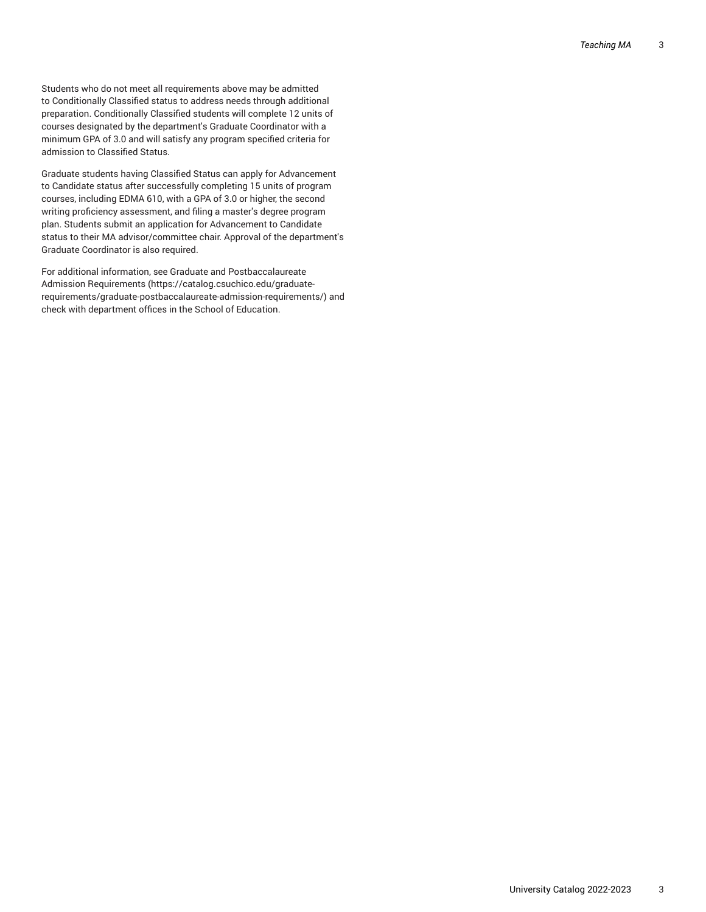Students who do not meet all requirements above may be admitted to Conditionally Classified status to address needs through additional preparation. Conditionally Classified students will complete 12 units of courses designated by the department's Graduate Coordinator with a minimum GPA of 3.0 and will satisfy any program specified criteria for admission to Classified Status.

Graduate students having Classified Status can apply for Advancement to Candidate status after successfully completing 15 units of program courses, including EDMA 610, with a GPA of 3.0 or higher, the second writing proficiency assessment, and filing a master's degree program plan. Students submit an application for Advancement to Candidate status to their MA advisor/committee chair. Approval of the department's Graduate Coordinator is also required.

For additional information, see Graduate and Postbaccalaureate Admission Requirements (https://catalog.csuchico.edu/graduate-requirements/graduate-postbaccalaureate-admission-requirements/) and check with department offices in the School of Education.